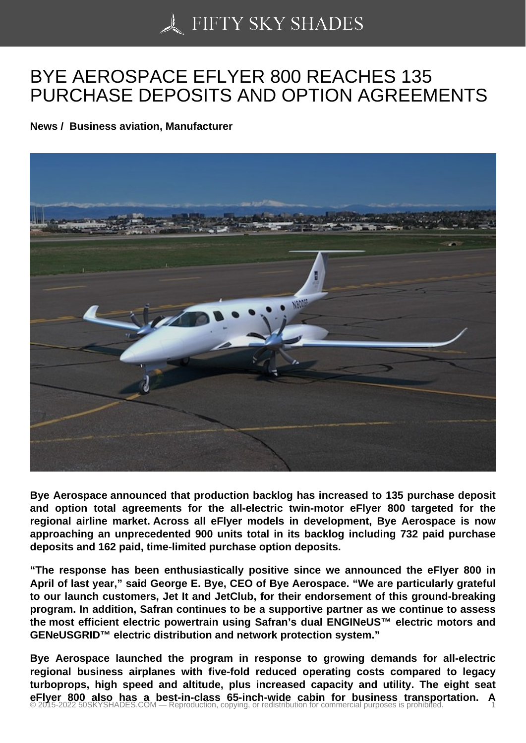# BYE AEROSPACE EFLYER 800 REACHES 135 PURCHASE DEPOSITS AND OPTION AGREEMENTS

**News / Business aviation, Manufacturer**

**Bye Aerospace announced that production backlog has increased to 135 purchase deposit and option total agreements for the all-electric twin-motor eFlyer 800 targeted for the regional airline market. Across all eFlyer models in development, Bye Aerospace is now approaching an unprecedented 900 units total in its backlog including 732 paid purchase deposits and 162 paid, time-limited purchase option deposits.**

**"The response has been enthusiastically positive since we announced the eFlyer 800 in April of last year," said George E. Bye, CEO of Bye Aerospace. "We are particularly grateful to our launch customers, Jet It and JetClub, for their endorsement of this ground-breaking program. In addition, Safran continues to be a supportive partner as we continue to assess the most efficient electric powertrain using Safran's dual ENGINeUS™ electric motors and GENeUSGRID™ electric distribution and network protection system."**

**Bye Aerospace launched the program in response to growing demands for all-electric regional business airplanes with five-fold reduced operating costs compared to legacy turboprops, high speed and altitude, plus increased capacity and utility. The eight seat eFlyer 800 also has a best-in-class 65-inch-wide cabin for business transportation. A**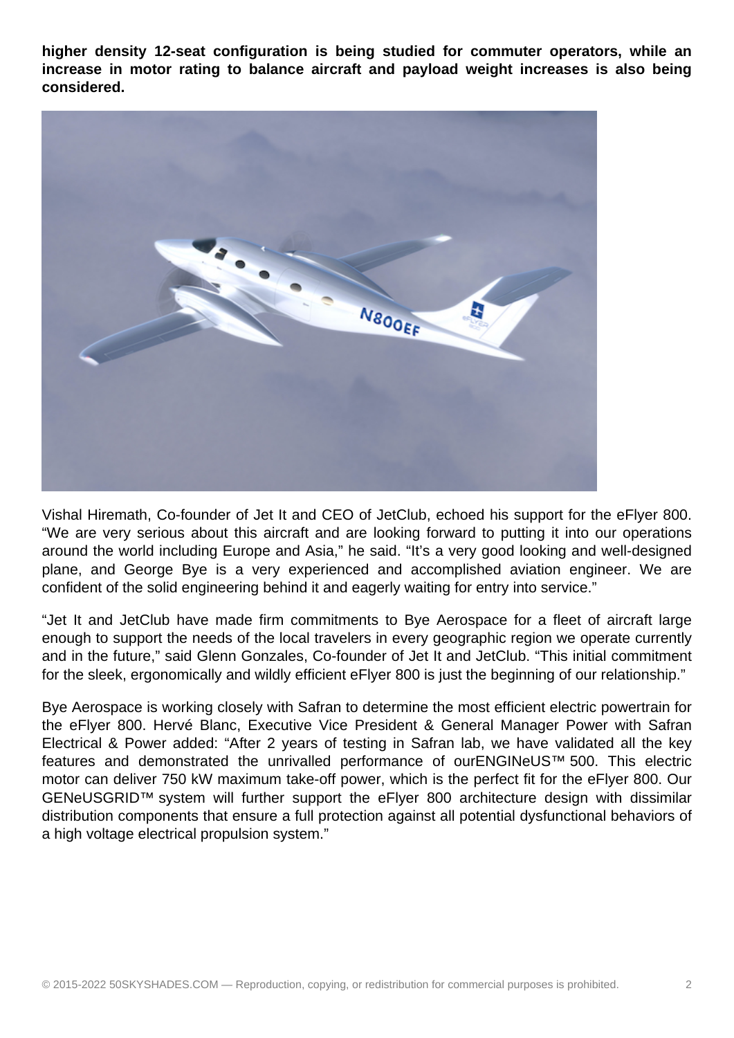**higher density 12-seat configuration is being studied for commuter operators, while an increase in motor rating to balance aircraft and payload weight increases is also being considered.**

Vishal Hiremath, Co-founder of Jet It and CEO of JetClub, echoed his support for the eFlyer 800. "We are very serious about this aircraft and are looking forward to putting it into our operations around the world including Europe and Asia," he said. "It's a very good looking and well-designed plane, and George Bye is a very experienced and accomplished aviation engineer. We are confident of the solid engineering behind it and eagerly waiting for entry into service."

"Jet It and JetClub have made firm commitments to Bye Aerospace for a fleet of aircraft large enough to support the needs of the local travelers in every geographic region we operate currently and in the future," said Glenn Gonzales, Co-founder of Jet It and JetClub. "This initial commitment for the sleek, ergonomically and wildly efficient eFlyer 800 is just the beginning of our relationship."

Bye Aerospace is working closely with Safran to determine the most efficient electric powertrain for the eFlyer 800. Hervé Blanc, Executive Vice President & General Manager Power with Safran Electrical & Power added: "After 2 years of testing in Safran lab, we have validated all the key features and demonstrated the unrivalled performance of ourENGINeUS™ 500. This electric motor can deliver 750 kW maximum take-off power, which is the perfect fit for the eFlyer 800. Our GENeUSGRID™ system will further support the eFlyer 800 architecture design with dissimilar distribution components that ensure a full protection against all potential dysfunctional behaviors of a high voltage electrical propulsion system."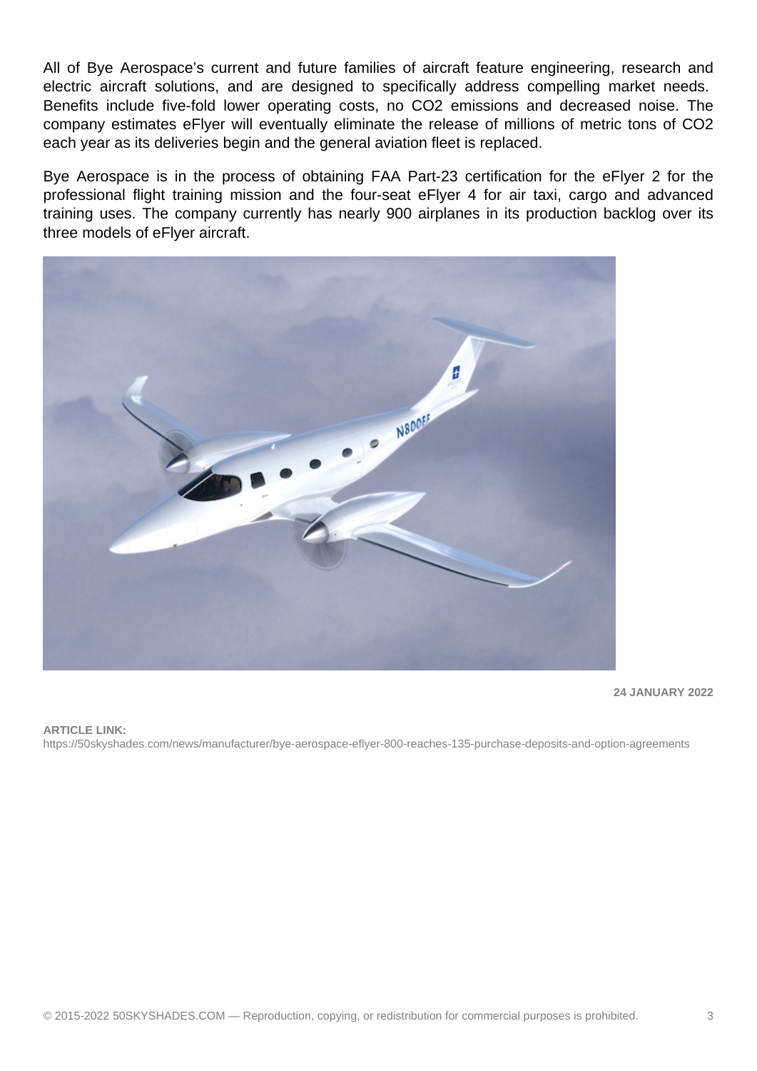All of Bye Aerospace's current and future families of aircraft feature engineering, research and electric aircraft solutions, and are designed to specifically address compelling market needs. Benefits include five-fold lower operating costs, no $CO_2$ emissions and decreased noise. The company estimates eFlyer will eventually eliminate the release of millions of metric tons of $CO_2$ each year as its deliveries begin and the general aviation fleet is replaced.

Bye Aerospace is in the process of obtaining FAA Part-23 certification for the eFlyer 2 for the professional flight training mission and the four-seat eFlyer 4 for air taxi, cargo and advanced training uses. The company currently has nearly 900 airplanes in its production backlog over its three models of eFlyer aircraft.

**24 JANUARY 2022**

**ARTICLE LINK:**
https://50skyshades.com/news/manufacturer/bye-aerospace-eflyer-800-reaches-135-purchase-deposits-and-option-agreements